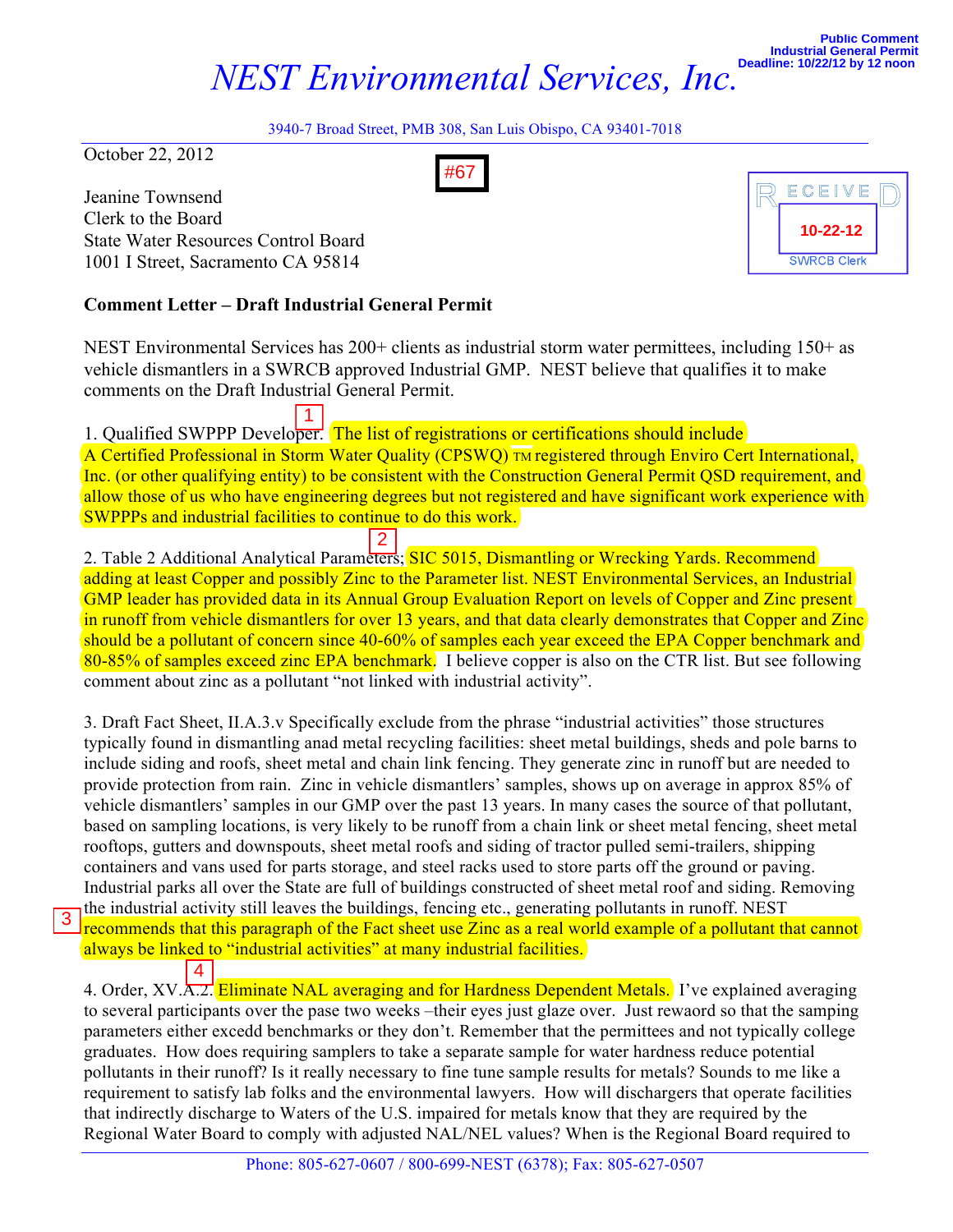Public Comment
Industrial General Permit
Deadline: 10/22/12 by 12 noon

# *NEST Environmental Services, Inc.*

3940-7 Broad Street, PMB 308, San Luis Obispo, CA 93401-7018

October 22, 2012

#67

RECEIVED
10-22-12
SWRCB Clerk

Jeanine Townsend
Clerk to the Board
State Water Resources Control Board
1001 I Street, Sacramento CA 95814

**Comment Letter – Draft Industrial General Permit**

NEST Environmental Services has 200+ clients as industrial storm water permittees, including 150+ as vehicle dismantlers in a SWRCB approved Industrial GMP. NEST believe that qualifies it to make comments on the Draft Industrial General Permit.

1. Qualified SWPPP Developer. [1] The list of registrations or certifications should include A Certified Professional in Storm Water Quality (CPSWQ) TM registered through Enviro Cert International, Inc. (or other qualifying entity) to be consistent with the Construction General Permit QSD requirement, and allow those of us who have engineering degrees but not registered and have significant work experience with SWPPPs and industrial facilities to continue to do this work.

2. Table 2 Additional Analytical Parameters; [2] SIC 5015, Dismantling or Wrecking Yards. Recommend adding at least Copper and possibly Zinc to the Parameter list. NEST Environmental Services, an Industrial GMP leader has provided data in its Annual Group Evaluation Report on levels of Copper and Zinc present in runoff from vehicle dismantlers for over 13 years, and that data clearly demonstrates that Copper and Zinc should be a pollutant of concern since 40-60% of samples each year exceed the EPA Copper benchmark and 80-85% of samples exceed zinc EPA benchmark. I believe copper is also on the CTR list. But see following comment about zinc as a pollutant "not linked with industrial activity".

3. Draft Fact Sheet, II.A.3.v Specifically exclude from the phrase "industrial activities" those structures typically found in dismantling anad metal recycling facilities: sheet metal buildings, sheds and pole barns to include siding and roofs, sheet metal and chain link fencing. They generate zinc in runoff but are needed to provide protection from rain. Zinc in vehicle dismantlers' samples, shows up on average in approx 85% of vehicle dismantlers' samples in our GMP over the past 13 years. In many cases the source of that pollutant, based on sampling locations, is very likely to be runoff from a chain link or sheet metal fencing, sheet metal rooftops, gutters and downspouts, sheet metal roofs and siding of tractor pulled semi-trailers, shipping containers and vans used for parts storage, and steel racks used to store parts off the ground or paving. Industrial parks all over the State are full of buildings constructed of sheet metal roof and siding. Removing the industrial activity still leaves the buildings, fencing etc., generating pollutants in runoff. NEST [3] recommends that this paragraph of the Fact sheet use Zinc as a real world example of a pollutant that cannot always be linked to "industrial activities" at many industrial facilities.

4. Order, XV.A.2. [4] Eliminate NAL averaging and for Hardness Dependent Metals. I've explained averaging to several participants over the pase two weeks –their eyes just glaze over. Just reaword so that the samping parameters either excedd benchmarks or they don't. Remember that the permittees and not typically college graduates. How does requiring samplers to take a separate sample for water hardness reduce potential pollutants in their runoff? Is it really necessary to fine tune sample results for metals? Sounds to me like a requirement to satisfy lab folks and the environmental lawyers. How will dischargers that operate facilities that indirectly discharge to Waters of the U.S. impaired for metals know that they are required by the Regional Water Board to comply with adjusted NAL/NEL values? When is the Regional Board required to

Phone: 805-627-0607 / 800-699-NEST (6378); Fax: 805-627-0507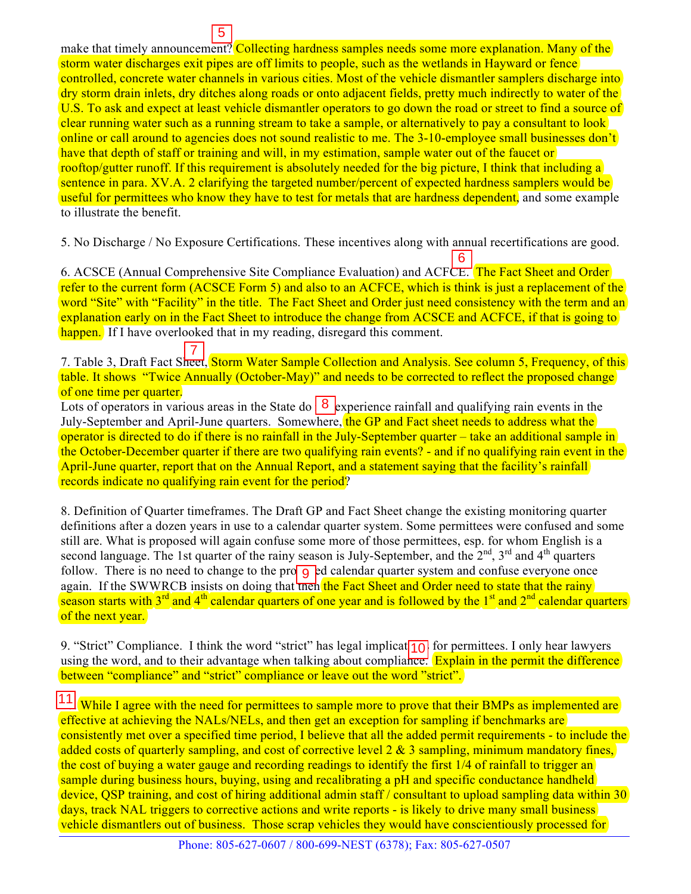make that timely announcement? Collecting hardness samples needs some more explanation. Many of the storm water discharges exit pipes are off limits to people, such as the wetlands in Hayward or fence controlled, concrete water channels in various cities. Most of the vehicle dismantler samplers discharge into dry storm drain inlets, dry ditches along roads or onto adjacent fields, pretty much indirectly to water of the U.S. To ask and expect at least vehicle dismantler operators to go down the road or street to find a source of clear running water such as a running stream to take a sample, or alternatively to pay a consultant to look online or call around to agencies does not sound realistic to me. The 3-10-employee small businesses don't have that depth of staff or training and will, in my estimation, sample water out of the faucet or rooftop/gutter runoff. If this requirement is absolutely needed for the big picture, I think that including a sentence in para. XV.A. 2 clarifying the targeted number/percent of expected hardness samplers would be useful for permittees who know they have to test for metals that are hardness dependent, and some example to illustrate the benefit.

5. No Discharge / No Exposure Certifications. These incentives along with annual recertifications are good.

6. ACSCE (Annual Comprehensive Site Compliance Evaluation) and ACFCE. The Fact Sheet and Order refer to the current form (ACSCE Form 5) and also to an ACFCE, which is think is just a replacement of the word "Site" with "Facility" in the title. The Fact Sheet and Order just need consistency with the term and an explanation early on in the Fact Sheet to introduce the change from ACSCE and ACFCE, if that is going to happen. If I have overlooked that in my reading, disregard this comment.

7. Table 3, Draft Fact Sheet, Storm Water Sample Collection and Analysis. See column 5, Frequency, of this table. It shows "Twice Annually (October-May)" and needs to be corrected to reflect the proposed change of one time per quarter.
Lots of operators in various areas in the State do not experience rainfall and qualifying rain events in the July-September and April-June quarters. Somewhere, the GP and Fact sheet needs to address what the operator is directed to do if there is no rainfall in the July-September quarter – take an additional sample in the October-December quarter if there are two qualifying rain events? - and if no qualifying rain event in the April-June quarter, report that on the Annual Report, and a statement saying that the facility's rainfall records indicate no qualifying rain event for the period?

8. Definition of Quarter timeframes. The Draft GP and Fact Sheet change the existing monitoring quarter definitions after a dozen years in use to a calendar quarter system. Some permittees were confused and some still are. What is proposed will again confuse some more of those permittees, esp. for whom English is a second language. The 1st quarter of the rainy season is July-September, and the 2nd, 3rd and 4th quarters follow. There is no need to change to the proposed calendar quarter system and confuse everyone once again. If the SWWRCB insists on doing that then the Fact Sheet and Order need to state that the rainy season starts with 3rd and 4th calendar quarters of one year and is followed by the 1st and 2nd calendar quarters of the next year.

9. "Strict" Compliance. I think the word "strict" has legal implications for permittees. I only hear lawyers using the word, and to their advantage when talking about compliance. Explain in the permit the difference between "compliance" and "strict" compliance or leave out the word "strict".

While I agree with the need for permittees to sample more to prove that their BMPs as implemented are effective at achieving the NALs/NELs, and then get an exception for sampling if benchmarks are consistently met over a specified time period, I believe that all the added permit requirements - to include the added costs of quarterly sampling, and cost of corrective level 2 & 3 sampling, minimum mandatory fines, the cost of buying a water gauge and recording readings to identify the first 1/4 of rainfall to trigger an sample during business hours, buying, using and recalibrating a pH and specific conductance handheld device, QSP training, and cost of hiring additional admin staff / consultant to upload sampling data within 30 days, track NAL triggers to corrective actions and write reports - is likely to drive many small business vehicle dismantlers out of business. Those scrap vehicles they would have conscientiously processed for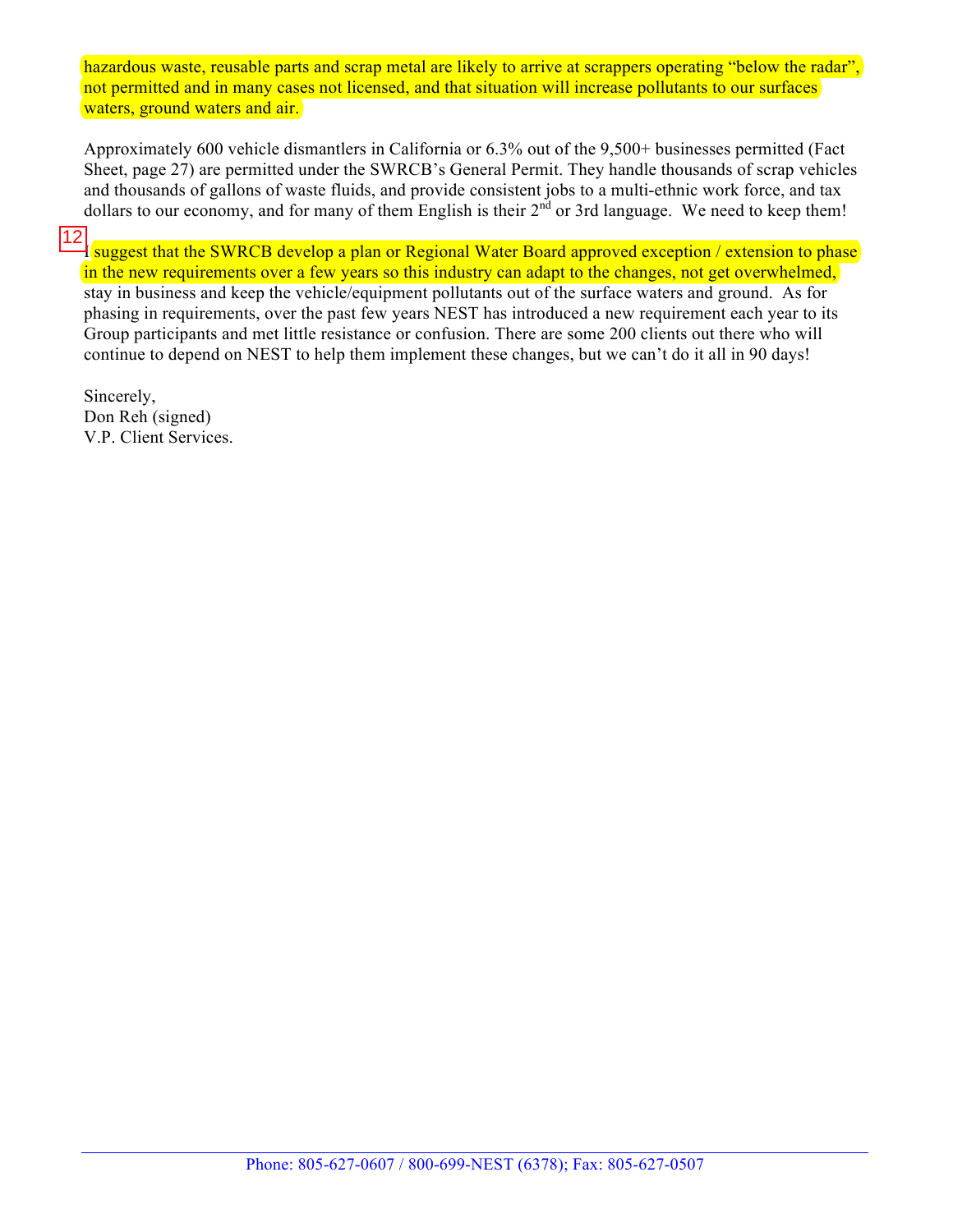hazardous waste, reusable parts and scrap metal are likely to arrive at scrappers operating “below the radar”, not permitted and in many cases not licensed, and that situation will increase pollutants to our surfaces waters, ground waters and air.

Approximately 600 vehicle dismantlers in California or 6.3% out of the 9,500+ businesses permitted (Fact Sheet, page 27) are permitted under the SWRCB’s General Permit. They handle thousands of scrap vehicles and thousands of gallons of waste fluids, and provide consistent jobs to a multi-ethnic work force, and tax dollars to our economy, and for many of them English is their 2nd or 3rd language. We need to keep them!

12

I suggest that the SWRCB develop a plan or Regional Water Board approved exception / extension to phase in the new requirements over a few years so this industry can adapt to the changes, not get overwhelmed, stay in business and keep the vehicle/equipment pollutants out of the surface waters and ground. As for phasing in requirements, over the past few years NEST has introduced a new requirement each year to its Group participants and met little resistance or confusion. There are some 200 clients out there who will continue to depend on NEST to help them implement these changes, but we can’t do it all in 90 days!

Sincerely,
Don Reh (signed)
V.P. Client Services.

Phone: 805-627-0607 / 800-699-NEST (6378); Fax: 805-627-0507